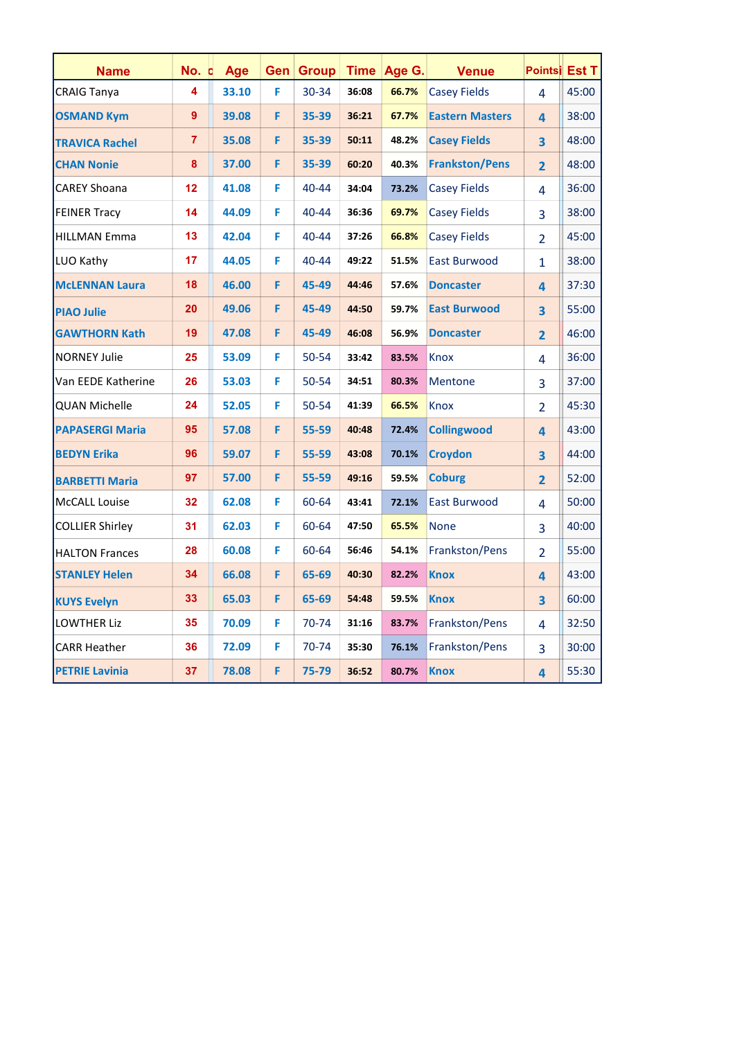| Name | No. c | Age | Gen | Group | Time | Age G. | Venue | Pointsi | Est T |
|---|---|---|---|---|---|---|---|---|---|
| CRAIG Tanya | 4 | 33.10 | F | 30-34 | 36:08 | 66.7% | Casey Fields | 4 | 45:00 |
| OSMAND Kym | 9 | 39.08 | F | 35-39 | 36:21 | 67.7% | Eastern Masters | 4 | 38:00 |
| TRAVICA Rachel | 7 | 35.08 | F | 35-39 | 50:11 | 48.2% | Casey Fields | 3 | 48:00 |
| CHAN Nonie | 8 | 37.00 | F | 35-39 | 60:20 | 40.3% | Frankston/Pens | 2 | 48:00 |
| CAREY Shoana | 12 | 41.08 | F | 40-44 | 34:04 | 73.2% | Casey Fields | 4 | 36:00 |
| FEINER Tracy | 14 | 44.09 | F | 40-44 | 36:36 | 69.7% | Casey Fields | 3 | 38:00 |
| HILLMAN Emma | 13 | 42.04 | F | 40-44 | 37:26 | 66.8% | Casey Fields | 2 | 45:00 |
| LUO Kathy | 17 | 44.05 | F | 40-44 | 49:22 | 51.5% | East Burwood | 1 | 38:00 |
| McLENNAN Laura | 18 | 46.00 | F | 45-49 | 44:46 | 57.6% | Doncaster | 4 | 37:30 |
| PIAO Julie | 20 | 49.06 | F | 45-49 | 44:50 | 59.7% | East Burwood | 3 | 55:00 |
| GAWTHORN Kath | 19 | 47.08 | F | 45-49 | 46:08 | 56.9% | Doncaster | 2 | 46:00 |
| NORNEY Julie | 25 | 53.09 | F | 50-54 | 33:42 | 83.5% | Knox | 4 | 36:00 |
| Van EEDE Katherine | 26 | 53.03 | F | 50-54 | 34:51 | 80.3% | Mentone | 3 | 37:00 |
| QUAN Michelle | 24 | 52.05 | F | 50-54 | 41:39 | 66.5% | Knox | 2 | 45:30 |
| PAPASERGI Maria | 95 | 57.08 | F | 55-59 | 40:48 | 72.4% | Collingwood | 4 | 43:00 |
| BEDYN Erika | 96 | 59.07 | F | 55-59 | 43:08 | 70.1% | Croydon | 3 | 44:00 |
| BARBETTI Maria | 97 | 57.00 | F | 55-59 | 49:16 | 59.5% | Coburg | 2 | 52:00 |
| McCALL Louise | 32 | 62.08 | F | 60-64 | 43:41 | 72.1% | East Burwood | 4 | 50:00 |
| COLLIER Shirley | 31 | 62.03 | F | 60-64 | 47:50 | 65.5% | None | 3 | 40:00 |
| HALTON Frances | 28 | 60.08 | F | 60-64 | 56:46 | 54.1% | Frankston/Pens | 2 | 55:00 |
| STANLEY Helen | 34 | 66.08 | F | 65-69 | 40:30 | 82.2% | Knox | 4 | 43:00 |
| KUYS Evelyn | 33 | 65.03 | F | 65-69 | 54:48 | 59.5% | Knox | 3 | 60:00 |
| LOWTHER Liz | 35 | 70.09 | F | 70-74 | 31:16 | 83.7% | Frankston/Pens | 4 | 32:50 |
| CARR Heather | 36 | 72.09 | F | 70-74 | 35:30 | 76.1% | Frankston/Pens | 3 | 30:00 |
| PETRIE Lavinia | 37 | 78.08 | F | 75-79 | 36:52 | 80.7% | Knox | 4 | 55:30 |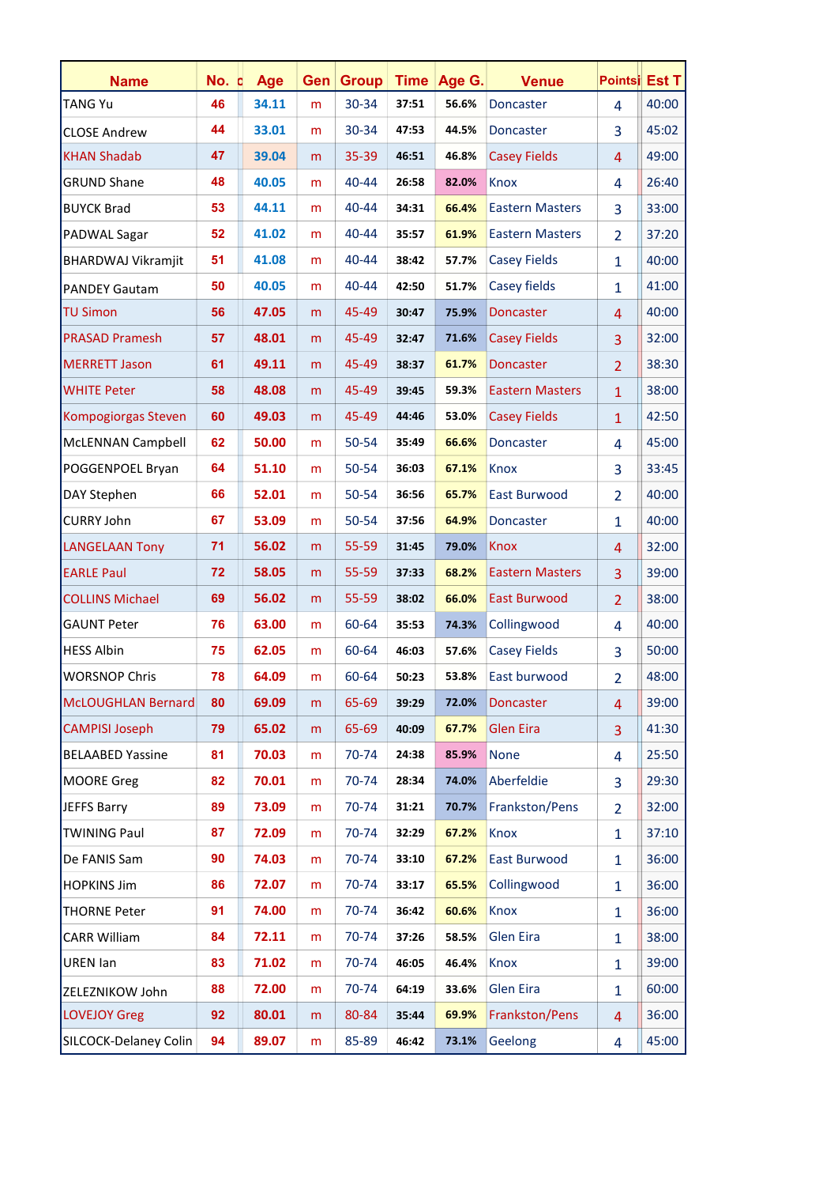| Name | No. c | Age | Gen | Group | Time | Age G. | Venue | Points | Est T |
|---|---|---|---|---|---|---|---|---|---|
| TANG Yu | 46 | 34.11 | m | 30-34 | 37:51 | 56.6% | Doncaster | 4 | 40:00 |
| CLOSE Andrew | 44 | 33.01 | m | 30-34 | 47:53 | 44.5% | Doncaster | 3 | 45:02 |
| KHAN Shadab | 47 | 39.04 | m | 35-39 | 46:51 | 46.8% | Casey Fields | 4 | 49:00 |
| GRUND Shane | 48 | 40.05 | m | 40-44 | 26:58 | 82.0% | Knox | 4 | 26:40 |
| BUYCK Brad | 53 | 44.11 | m | 40-44 | 34:31 | 66.4% | Eastern Masters | 3 | 33:00 |
| PADWAL Sagar | 52 | 41.02 | m | 40-44 | 35:57 | 61.9% | Eastern Masters | 2 | 37:20 |
| BHARDWAJ Vikramjit | 51 | 41.08 | m | 40-44 | 38:42 | 57.7% | Casey Fields | 1 | 40:00 |
| PANDEY Gautam | 50 | 40.05 | m | 40-44 | 42:50 | 51.7% | Casey fields | 1 | 41:00 |
| TU Simon | 56 | 47.05 | m | 45-49 | 30:47 | 75.9% | Doncaster | 4 | 40:00 |
| PRASAD Pramesh | 57 | 48.01 | m | 45-49 | 32:47 | 71.6% | Casey Fields | 3 | 32:00 |
| MERRETT Jason | 61 | 49.11 | m | 45-49 | 38:37 | 61.7% | Doncaster | 2 | 38:30 |
| WHITE Peter | 58 | 48.08 | m | 45-49 | 39:45 | 59.3% | Eastern Masters | 1 | 38:00 |
| Kompogiorgas Steven | 60 | 49.03 | m | 45-49 | 44:46 | 53.0% | Casey Fields | 1 | 42:50 |
| McLENNAN Campbell | 62 | 50.00 | m | 50-54 | 35:49 | 66.6% | Doncaster | 4 | 45:00 |
| POGGENPOEL Bryan | 64 | 51.10 | m | 50-54 | 36:03 | 67.1% | Knox | 3 | 33:45 |
| DAY Stephen | 66 | 52.01 | m | 50-54 | 36:56 | 65.7% | East Burwood | 2 | 40:00 |
| CURRY John | 67 | 53.09 | m | 50-54 | 37:56 | 64.9% | Doncaster | 1 | 40:00 |
| LANGELAAN Tony | 71 | 56.02 | m | 55-59 | 31:45 | 79.0% | Knox | 4 | 32:00 |
| EARLE Paul | 72 | 58.05 | m | 55-59 | 37:33 | 68.2% | Eastern Masters | 3 | 39:00 |
| COLLINS Michael | 69 | 56.02 | m | 55-59 | 38:02 | 66.0% | East Burwood | 2 | 38:00 |
| GAUNT Peter | 76 | 63.00 | m | 60-64 | 35:53 | 74.3% | Collingwood | 4 | 40:00 |
| HESS Albin | 75 | 62.05 | m | 60-64 | 46:03 | 57.6% | Casey Fields | 3 | 50:00 |
| WORSNOP Chris | 78 | 64.09 | m | 60-64 | 50:23 | 53.8% | East burwood | 2 | 48:00 |
| McLOUGHLAN Bernard | 80 | 69.09 | m | 65-69 | 39:29 | 72.0% | Doncaster | 4 | 39:00 |
| CAMPISI Joseph | 79 | 65.02 | m | 65-69 | 40:09 | 67.7% | Glen Eira | 3 | 41:30 |
| BELAABED Yassine | 81 | 70.03 | m | 70-74 | 24:38 | 85.9% | None | 4 | 25:50 |
| MOORE Greg | 82 | 70.01 | m | 70-74 | 28:34 | 74.0% | Aberfeldie | 3 | 29:30 |
| JEFFS Barry | 89 | 73.09 | m | 70-74 | 31:21 | 70.7% | Frankston/Pens | 2 | 32:00 |
| TWINING Paul | 87 | 72.09 | m | 70-74 | 32:29 | 67.2% | Knox | 1 | 37:10 |
| De FANIS Sam | 90 | 74.03 | m | 70-74 | 33:10 | 67.2% | East Burwood | 1 | 36:00 |
| HOPKINS Jim | 86 | 72.07 | m | 70-74 | 33:17 | 65.5% | Collingwood | 1 | 36:00 |
| THORNE Peter | 91 | 74.00 | m | 70-74 | 36:42 | 60.6% | Knox | 1 | 36:00 |
| CARR William | 84 | 72.11 | m | 70-74 | 37:26 | 58.5% | Glen Eira | 1 | 38:00 |
| UREN Ian | 83 | 71.02 | m | 70-74 | 46:05 | 46.4% | Knox | 1 | 39:00 |
| ZELEZNIKOW John | 88 | 72.00 | m | 70-74 | 64:19 | 33.6% | Glen Eira | 1 | 60:00 |
| LOVEJOY Greg | 92 | 80.01 | m | 80-84 | 35:44 | 69.9% | Frankston/Pens | 4 | 36:00 |
| SILCOCK-Delaney Colin | 94 | 89.07 | m | 85-89 | 46:42 | 73.1% | Geelong | 4 | 45:00 |